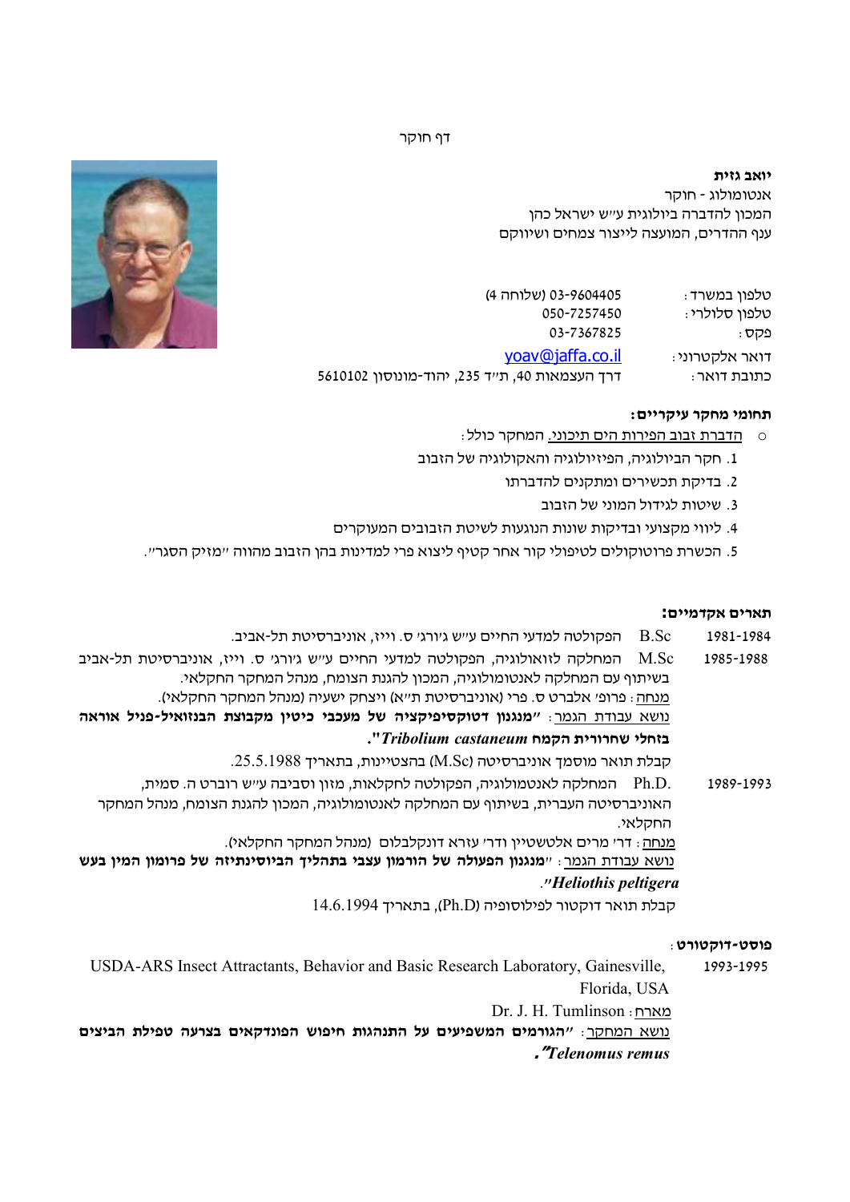דף חוקר

**יואב גזית**
אנטומולוג - חוקר
המכון להדברה ביולוגית ע"ש ישראל כהן
ענף ההדרים, המועצה לייצור צמחים ושיווק

| | |
|---|---|
| טלפון במשרד: | 03-9604405 (שלוחה 4) |
| טלפון סלולרי: | 050-7257450 |
| פקס: | 03-7367825 |
| דואר אלקטרוני: | yoav@jaffa.co.il |
| כתובת דואר: | דרך העצמאות 40, ת"ד 235, יהוד-מונוסון 5610102 |

**תחומי מחקר עיקריים:**

- הדברת זבוב הפירות הים תיכוני. המחקר כולל:
  1. חקר הביולוגיה, הפיזיולוגיה והאקולוגיה של הזבוב
  2. בדיקת תכשירים ומתקנים להדברתו
  3. שיטות לגידול המוני של הזבוב
  4. ליווי מקצועי ובדיקות שונות הנוגעות לשיטת הזבובים המעוקרים
  5. הכשרת פרוטוקולים לטיפולי קור אחר קטיף ליצוא פרי למדינות בהן הזבוב מהווה "מזיק הסגר".

**תארים אקדמיים:**

**1981-1984** B.Sc הפקולטה למדעי החיים ע"ש ג'ורג' ס. וייז, אוניברסיטת תל-אביב.

**1985-1988** M.Sc המחלקה לזואולוגיה, הפקולטה למדעי החיים ע"ש ג'ורג' ס. וייז, אוניברסיטת תל-אביב בשיתוף עם המחלקה לאנטומולוגיה, המכון להגנת הצומח, מנהל המחקר החקלאי.
מנחה: פרופ' אלברט ס. פרי (אוניברסיטת ת"א) ויצחק ישעיה (מנהל המחקר החקלאי).
נושא עבודת הגמר: **"מנגנון דטוקסיפיקציה של מעכבי כיטין מקבוצת הבנזואיל-פניל אוראה בחלזי שחרורית הקמח *Tribolium castaneum*."**
קבלת תואר מוסמך אוניברסיטה (M.Sc) בהצטיינות, בתאריך 25.5.1988.

**1989-1993** Ph.D. המחלקה לאנטומולוגיה, הפקולטה לחקלאות, מזון וסביבה ע"ש רוברט ה. סמית, האוניברסיטה העברית, בשיתוף עם המחלקה לאנטומולוגיה, המכון להגנת הצומח, מנהל המחקר החקלאי.
מנחה: דר' מרים אלטשטיין ודר' עזרא דונקלבלום (מנהל המחקר החקלאי).
נושא עבודת הגמר: **"מנגנון הפעולה של הורמון עצבי בתהליך הביוסינתיזה של פרומון המין בעש *Heliothis peltigera*."**
קבלת תואר דוקטור לפילוסופיה (Ph.D), בתאריך 14.6.1994

**פוסט-דוקטורט:**

**1993-1995** USDA-ARS Insect Attractants, Behavior and Basic Research Laboratory, Gainesville, Florida, USA
מארח: Dr. J. H. Tumlinson
נושא המחקר: **"הגורמים המשפיעים על התנהגות חיפוש הפונדקאים בצרעה טפילת הביצים *Telenomus remus*."**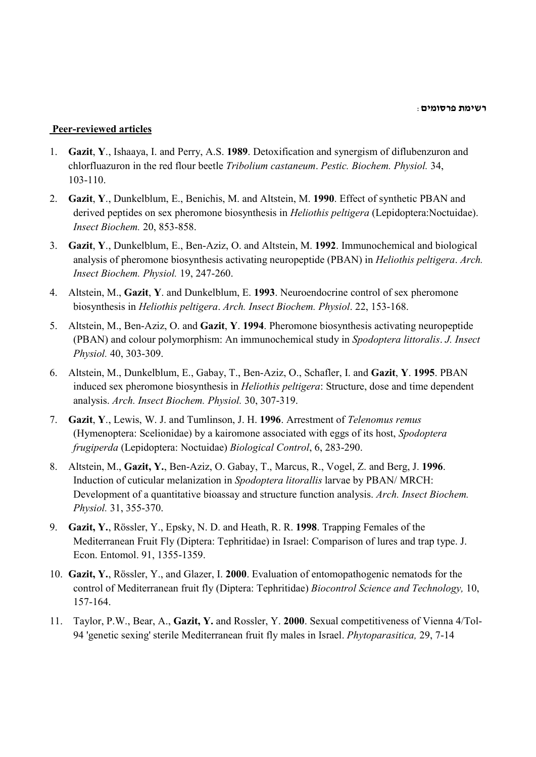רשימת פרסומים :

**Peer-reviewed articles**

1. **Gazit**, **Y**., Ishaaya, I. and Perry, A.S. **1989**. Detoxification and synergism of diflubenzuron and chlorfluazuron in the red flour beetle *Tribolium castaneum*. *Pestic. Biochem. Physiol.* 34, 103-110.
2. **Gazit**, **Y**., Dunkelblum, E., Benichis, M. and Altstein, M. **1990**. Effect of synthetic PBAN and derived peptides on sex pheromone biosynthesis in *Heliothis peltigera* (Lepidoptera:Noctuidae). *Insect Biochem.* 20, 853-858.
3. **Gazit**, **Y**., Dunkelblum, E., Ben-Aziz, O. and Altstein, M. **1992**. Immunochemical and biological analysis of pheromone biosynthesis activating neuropeptide (PBAN) in *Heliothis peltigera*. *Arch. Insect Biochem. Physiol.* 19, 247-260.
4. Altstein, M., **Gazit**, **Y**. and Dunkelblum, E. **1993**. Neuroendocrine control of sex pheromone biosynthesis in *Heliothis peltigera*. *Arch. Insect Biochem. Physiol*. 22, 153-168.
5. Altstein, M., Ben-Aziz, O. and **Gazit**, **Y**. **1994**. Pheromone biosynthesis activating neuropeptide (PBAN) and colour polymorphism: An immunochemical study in *Spodoptera littoralis*. *J. Insect Physiol.* 40, 303-309.
6. Altstein, M., Dunkelblum, E., Gabay, T., Ben-Aziz, O., Schafler, I. and **Gazit**, **Y**. **1995**. PBAN induced sex pheromone biosynthesis in *Heliothis peltigera*: Structure, dose and time dependent analysis. *Arch. Insect Biochem. Physiol.* 30, 307-319.
7. **Gazit**, **Y**., Lewis, W. J. and Tumlinson, J. H. **1996**. Arrestment of *Telenomus remus* (Hymenoptera: Scelionidae) by a kairomone associated with eggs of its host, *Spodoptera frugiperda* (Lepidoptera: Noctuidae) *Biological Control*, 6, 283-290.
8. Altstein, M., **Gazit, Y.**, Ben-Aziz, O. Gabay, T., Marcus, R., Vogel, Z. and Berg, J. **1996**. Induction of cuticular melanization in *Spodoptera litorallis* larvae by PBAN/ MRCH: Development of a quantitative bioassay and structure function analysis. *Arch. Insect Biochem. Physiol.* 31, 355-370.
9. **Gazit, Y.**, Rössler, Y., Epsky, N. D. and Heath, R. R. **1998**. Trapping Females of the Mediterranean Fruit Fly (Diptera: Tephritidae) in Israel: Comparison of lures and trap type. J. Econ. Entomol. 91, 1355-1359.
10. **Gazit, Y.**, Rössler, Y., and Glazer, I. **2000**. Evaluation of entomopathogenic nematods for the control of Mediterranean fruit fly (Diptera: Tephritidae) *Biocontrol Science and Technology,* 10, 157-164.
11. Taylor, P.W., Bear, A., **Gazit, Y.** and Rossler, Y. **2000**. Sexual competitiveness of Vienna 4/Tol-94 'genetic sexing' sterile Mediterranean fruit fly males in Israel. *Phytoparasitica,* 29, 7-14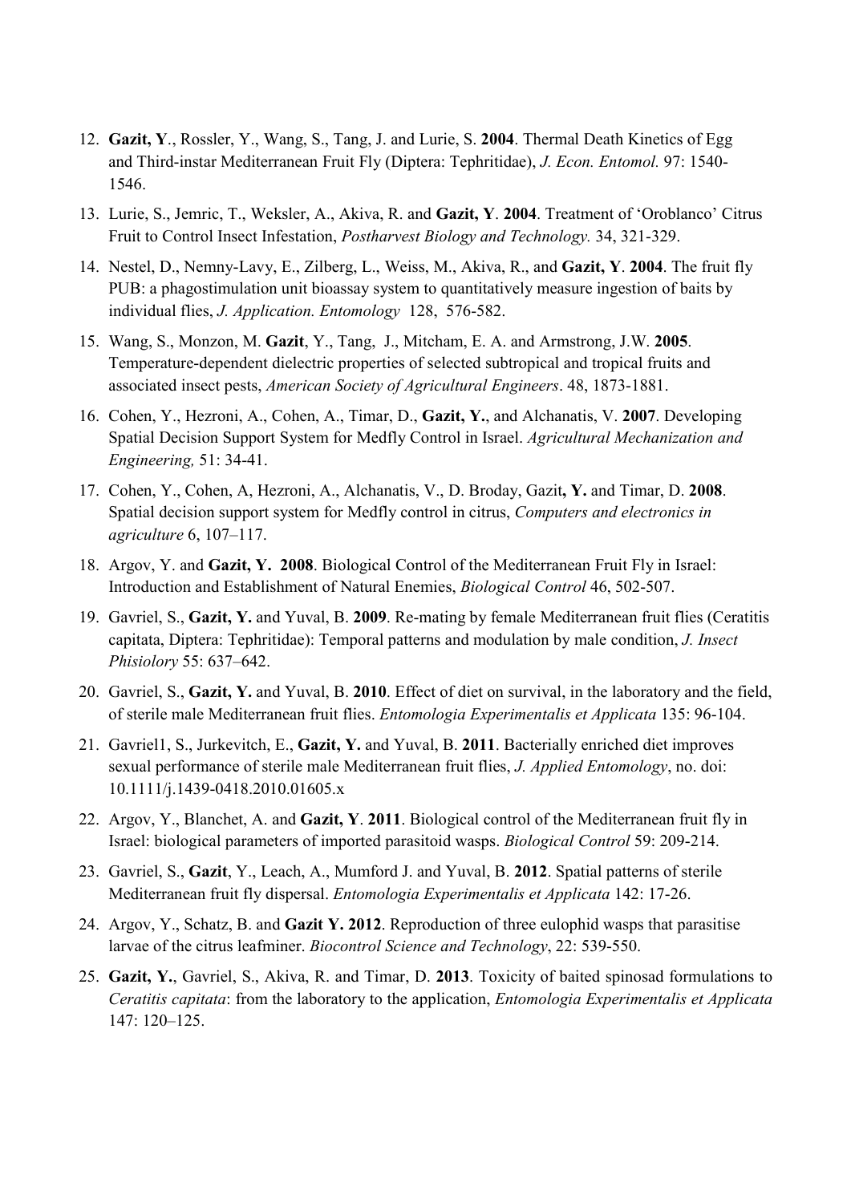12. **Gazit, Y**., Rossler, Y., Wang, S., Tang, J. and Lurie, S. **2004**. Thermal Death Kinetics of Egg and Third-instar Mediterranean Fruit Fly (Diptera: Tephritidae), *J. Econ. Entomol.* 97: 1540-1546.
13. Lurie, S., Jemric, T., Weksler, A., Akiva, R. and **Gazit, Y**. **2004**. Treatment of 'Oroblanco' Citrus Fruit to Control Insect Infestation, *Postharvest Biology and Technology.* 34, 321-329.
14. Nestel, D., Nemny-Lavy, E., Zilberg, L., Weiss, M., Akiva, R., and **Gazit, Y**. **2004**. The fruit fly PUB: a phagostimulation unit bioassay system to quantitatively measure ingestion of baits by individual flies, *J. Application. Entomology* 128, 576-582.
15. Wang, S., Monzon, M. **Gazit**, Y., Tang, J., Mitcham, E. A. and Armstrong, J.W. **2005**. Temperature-dependent dielectric properties of selected subtropical and tropical fruits and associated insect pests, *American Society of Agricultural Engineers*. 48, 1873-1881.
16. Cohen, Y., Hezroni, A., Cohen, A., Timar, D., **Gazit, Y.**, and Alchanatis, V. **2007**. Developing Spatial Decision Support System for Medfly Control in Israel. *Agricultural Mechanization and Engineering,* 51: 34-41.
17. Cohen, Y., Cohen, A, Hezroni, A., Alchanatis, V., D. Broday, Gazit**, Y.** and Timar, D. **2008**. Spatial decision support system for Medfly control in citrus, *Computers and electronics in agriculture* 6, 107–117.
18. Argov, Y. and **Gazit, Y. 2008**. Biological Control of the Mediterranean Fruit Fly in Israel: Introduction and Establishment of Natural Enemies, *Biological Control* 46, 502-507.
19. Gavriel, S., **Gazit, Y.** and Yuval, B. **2009**. Re-mating by female Mediterranean fruit flies (Ceratitis capitata, Diptera: Tephritidae): Temporal patterns and modulation by male condition, *J. Insect Phisiolory* 55: 637–642.
20. Gavriel, S., **Gazit, Y.** and Yuval, B. **2010**. Effect of diet on survival, in the laboratory and the field, of sterile male Mediterranean fruit flies. *Entomologia Experimentalis et Applicata* 135: 96-104.
21. Gavriel1, S., Jurkevitch, E., **Gazit, Y.** and Yuval, B. **2011**. Bacterially enriched diet improves sexual performance of sterile male Mediterranean fruit flies, *J. Applied Entomology*, no. doi: 10.1111/j.1439-0418.2010.01605.x
22. Argov, Y., Blanchet, A. and **Gazit, Y**. **2011**. Biological control of the Mediterranean fruit fly in Israel: biological parameters of imported parasitoid wasps. *Biological Control* 59: 209-214.
23. Gavriel, S., **Gazit**, Y., Leach, A., Mumford J. and Yuval, B. **2012**. Spatial patterns of sterile Mediterranean fruit fly dispersal. *Entomologia Experimentalis et Applicata* 142: 17-26.
24. Argov, Y., Schatz, B. and **Gazit Y. 2012**. Reproduction of three eulophid wasps that parasitise larvae of the citrus leafminer. *Biocontrol Science and Technology*, 22: 539-550.
25. **Gazit, Y.**, Gavriel, S., Akiva, R. and Timar, D. **2013**. Toxicity of baited spinosad formulations to *Ceratitis capitata*: from the laboratory to the application, *Entomologia Experimentalis et Applicata* 147: 120–125.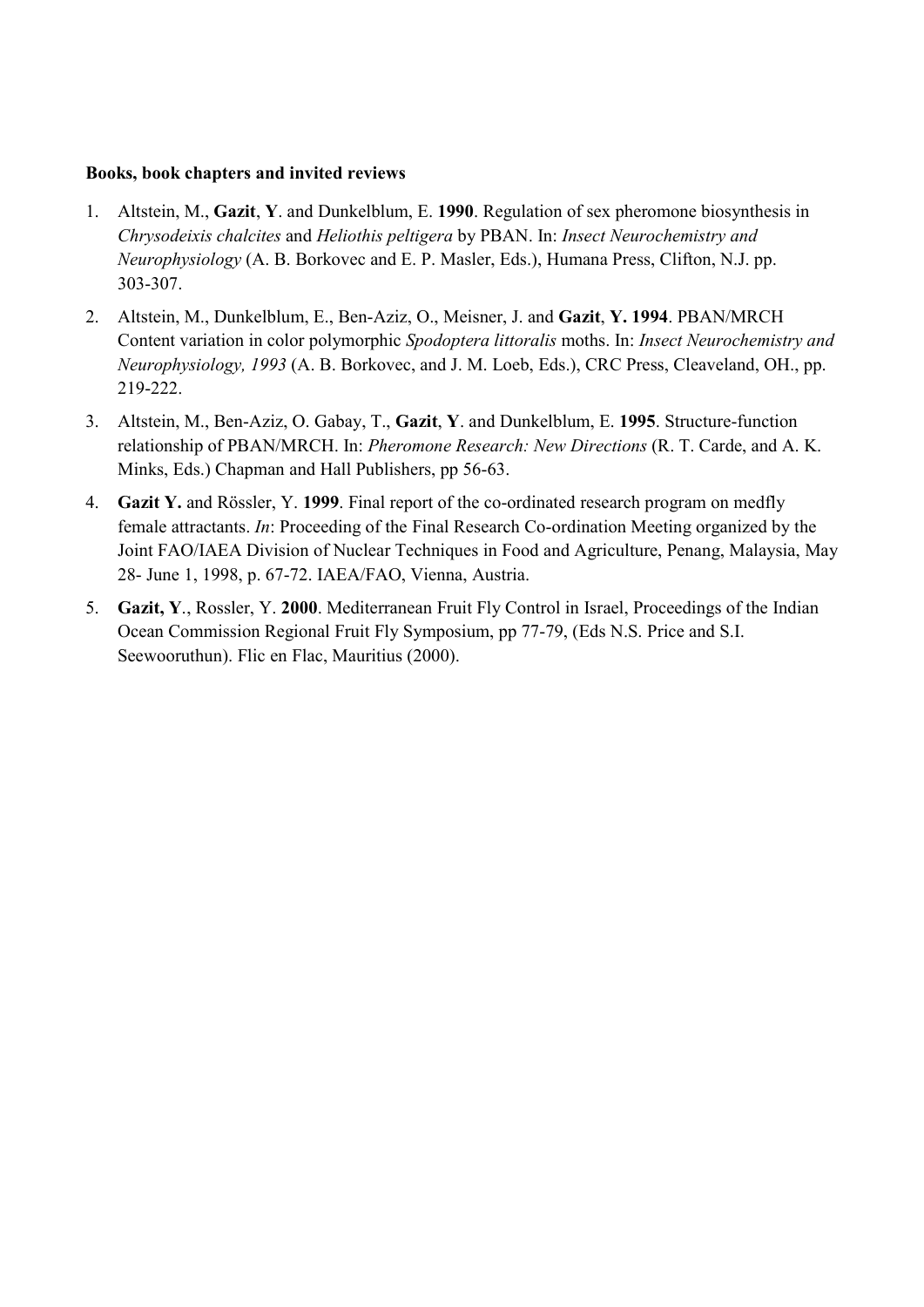**Books, book chapters and invited reviews**

1. Altstein, M., **Gazit**, **Y**. and Dunkelblum, E. **1990**. Regulation of sex pheromone biosynthesis in *Chrysodeixis chalcites* and *Heliothis peltigera* by PBAN. In: *Insect Neurochemistry and Neurophysiology* (A. B. Borkovec and E. P. Masler, Eds.), Humana Press, Clifton, N.J. pp. 303-307.

2. Altstein, M., Dunkelblum, E., Ben-Aziz, O., Meisner, J. and **Gazit**, **Y. 1994**. PBAN/MRCH Content variation in color polymorphic *Spodoptera littoralis* moths. In: *Insect Neurochemistry and Neurophysiology, 1993* (A. B. Borkovec, and J. M. Loeb, Eds.), CRC Press, Cleaveland, OH., pp. 219-222.

3. Altstein, M., Ben-Aziz, O. Gabay, T., **Gazit**, **Y**. and Dunkelblum, E. **1995**. Structure-function relationship of PBAN/MRCH. In: *Pheromone Research: New Directions* (R. T. Carde, and A. K. Minks, Eds.) Chapman and Hall Publishers, pp 56-63.

4. **Gazit Y.** and Rössler, Y. **1999**. Final report of the co-ordinated research program on medfly female attractants. *In*: Proceeding of the Final Research Co-ordination Meeting organized by the Joint FAO/IAEA Division of Nuclear Techniques in Food and Agriculture, Penang, Malaysia, May 28- June 1, 1998, p. 67-72. IAEA/FAO, Vienna, Austria.

5. **Gazit, Y**., Rossler, Y. **2000**. Mediterranean Fruit Fly Control in Israel, Proceedings of the Indian Ocean Commission Regional Fruit Fly Symposium, pp 77-79, (Eds N.S. Price and S.I. Seewooruthun). Flic en Flac, Mauritius (2000).